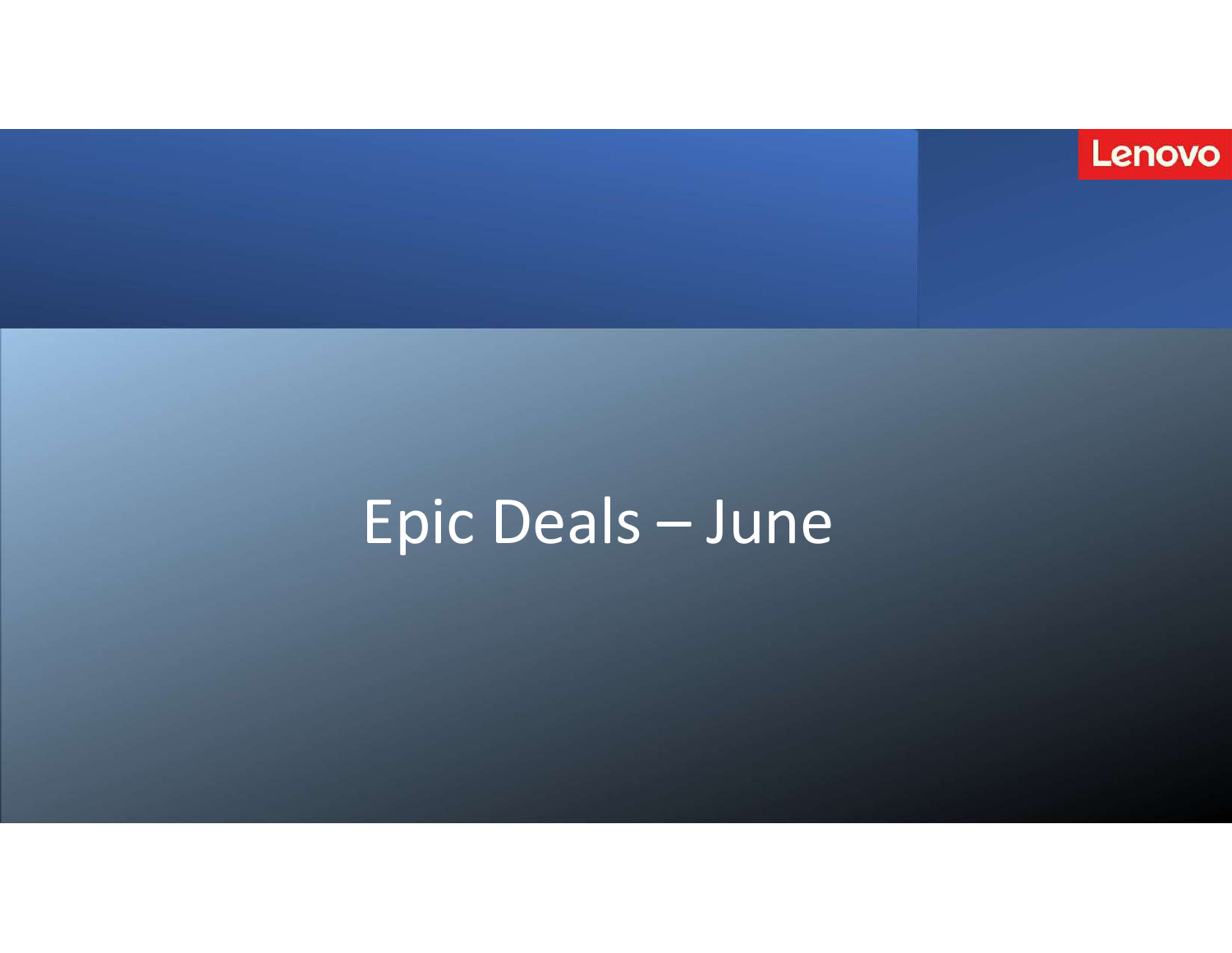Lenovo

# Epic Deals – June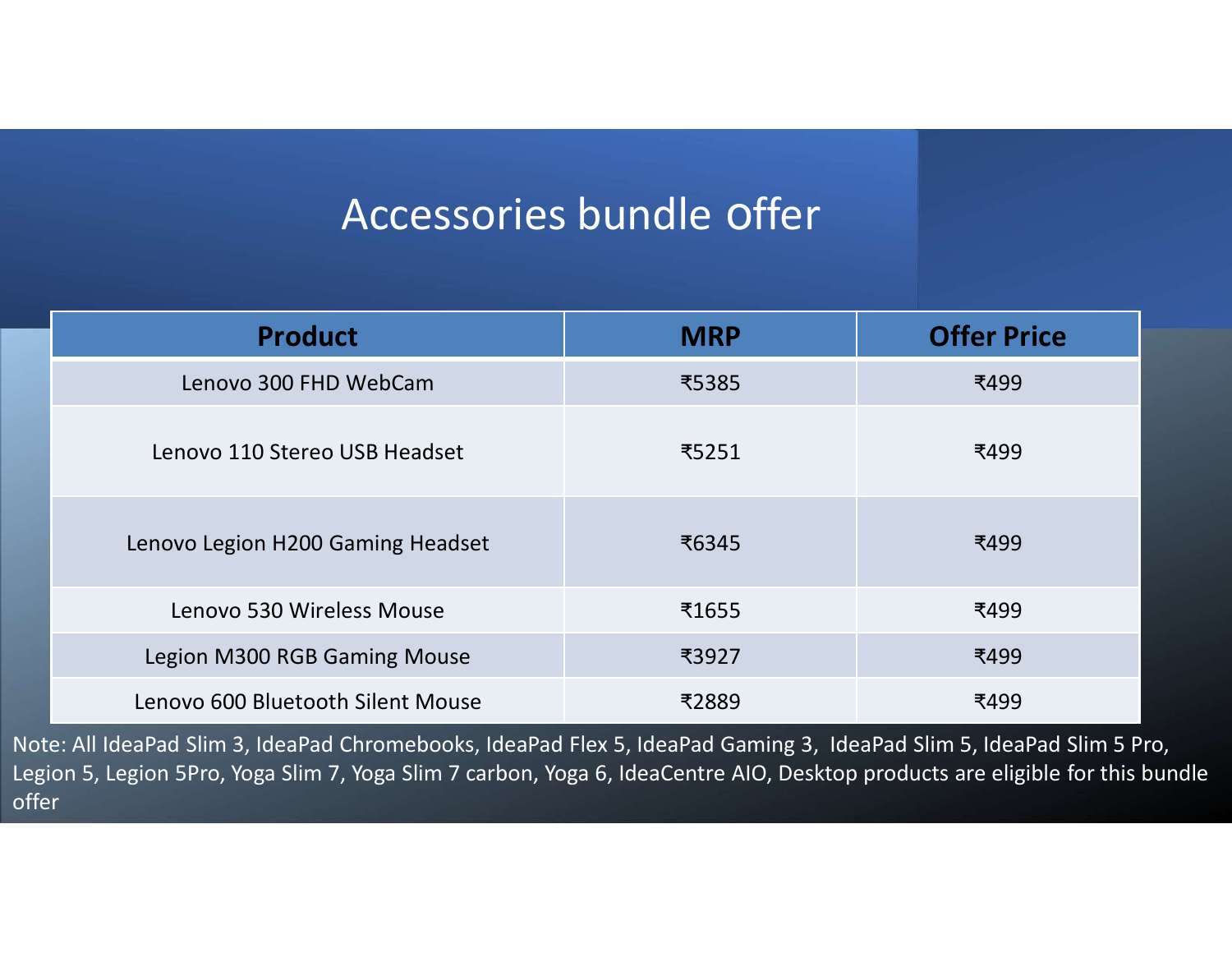# Accessories bundle offer

| Product | MRP | Offer Price |
| --- | --- | --- |
| Lenovo 300 FHD WebCam | ₹5385 | ₹499 |
| Lenovo 110 Stereo USB Headset | ₹5251 | ₹499 |
| Lenovo Legion H200 Gaming Headset | ₹6345 | ₹499 |
| Lenovo 530 Wireless Mouse | ₹1655 | ₹499 |
| Legion M300 RGB Gaming Mouse | ₹3927 | ₹499 |
| Lenovo 600 Bluetooth Silent Mouse | ₹2889 | ₹499 |

Note: All IdeaPad Slim 3, IdeaPad Chromebooks, IdeaPad Flex 5, IdeaPad Gaming 3, IdeaPad Slim 5, IdeaPad Slim 5 Pro, Legion 5, Legion 5Pro, Yoga Slim 7, Yoga Slim 7 carbon, Yoga 6, IdeaCentre AIO, Desktop products are eligible for this bundle offer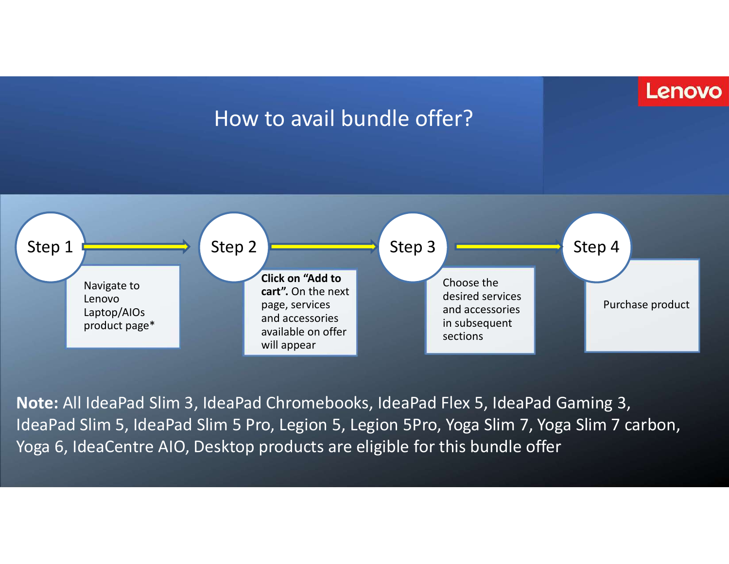Lenovo

# How to avail bundle offer?

**Step 1** → Navigate to Lenovo Laptop/AIOs product page*

**Step 2** → **Click on "Add to cart".** On the next page, services and accessories available on offer will appear

**Step 3** → Choose the desired services and accessories in subsequent sections

**Step 4** → Purchase product

**Note:** All IdeaPad Slim 3, IdeaPad Chromebooks, IdeaPad Flex 5, IdeaPad Gaming 3, IdeaPad Slim 5, IdeaPad Slim 5 Pro, Legion 5, Legion 5Pro, Yoga Slim 7, Yoga Slim 7 carbon, Yoga 6, IdeaCentre AIO, Desktop products are eligible for this bundle offer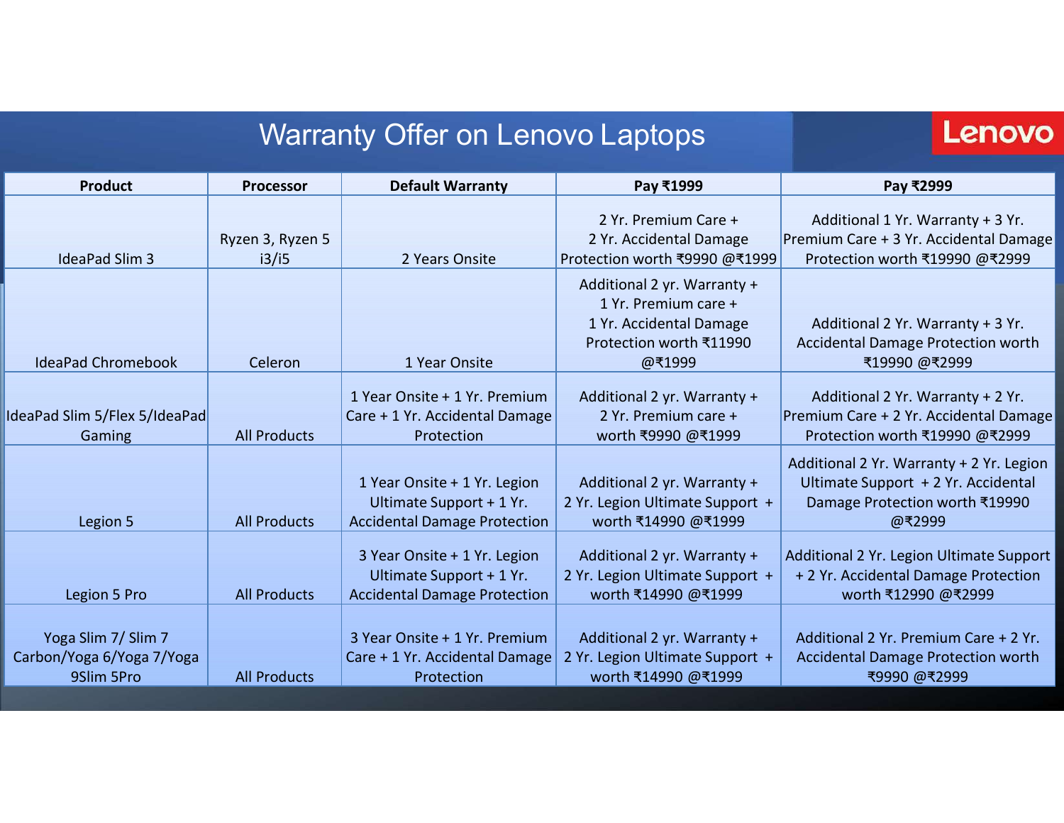# Warranty Offer on Lenovo Laptops

Lenovo

| Product | Processor | Default Warranty | Pay ₹1999 | Pay ₹2999 |
|---|---|---|---|---|
| IdeaPad Slim 3 | Ryzen 3, Ryzen 5 i3/i5 | 2 Years Onsite | 2 Yr. Premium Care + 2 Yr. Accidental Damage Protection worth ₹9990 @₹1999 | Additional 1 Yr. Warranty + 3 Yr. Premium Care + 3 Yr. Accidental Damage Protection worth ₹19990 @₹2999 |
| IdeaPad Chromebook | Celeron | 1 Year Onsite | Additional 2 yr. Warranty + 1 Yr. Premium care + 1 Yr. Accidental Damage Protection worth ₹11990 @₹1999 | Additional 2 Yr. Warranty + 3 Yr. Accidental Damage Protection worth ₹19990 @₹2999 |
| IdeaPad Slim 5/Flex 5/IdeaPad Gaming | All Products | 1 Year Onsite + 1 Yr. Premium Care + 1 Yr. Accidental Damage Protection | Additional 2 yr. Warranty + 2 Yr. Premium care + worth ₹9990 @₹1999 | Additional 2 Yr. Warranty + 2 Yr. Premium Care + 2 Yr. Accidental Damage Protection worth ₹19990 @₹2999 |
| Legion 5 | All Products | 1 Year Onsite + 1 Yr. Legion Ultimate Support + 1 Yr. Accidental Damage Protection | Additional 2 yr. Warranty + 2 Yr. Legion Ultimate Support + worth ₹14990 @₹1999 | Additional 2 Yr. Warranty + 2 Yr. Legion Ultimate Support + 2 Yr. Accidental Damage Protection worth ₹19990 @₹2999 |
| Legion 5 Pro | All Products | 3 Year Onsite + 1 Yr. Legion Ultimate Support + 1 Yr. Accidental Damage Protection | Additional 2 yr. Warranty + 2 Yr. Legion Ultimate Support + worth ₹14990 @₹1999 | Additional 2 Yr. Legion Ultimate Support + 2 Yr. Accidental Damage Protection worth ₹12990 @₹2999 |
| Yoga Slim 7/ Slim 7 Carbon/Yoga 6/Yoga 7/Yoga 9Slim 5Pro | All Products | 3 Year Onsite + 1 Yr. Premium Care + 1 Yr. Accidental Damage Protection | Additional 2 yr. Warranty + 2 Yr. Legion Ultimate Support + worth ₹14990 @₹1999 | Additional 2 Yr. Premium Care + 2 Yr. Accidental Damage Protection worth ₹9990 @₹2999 |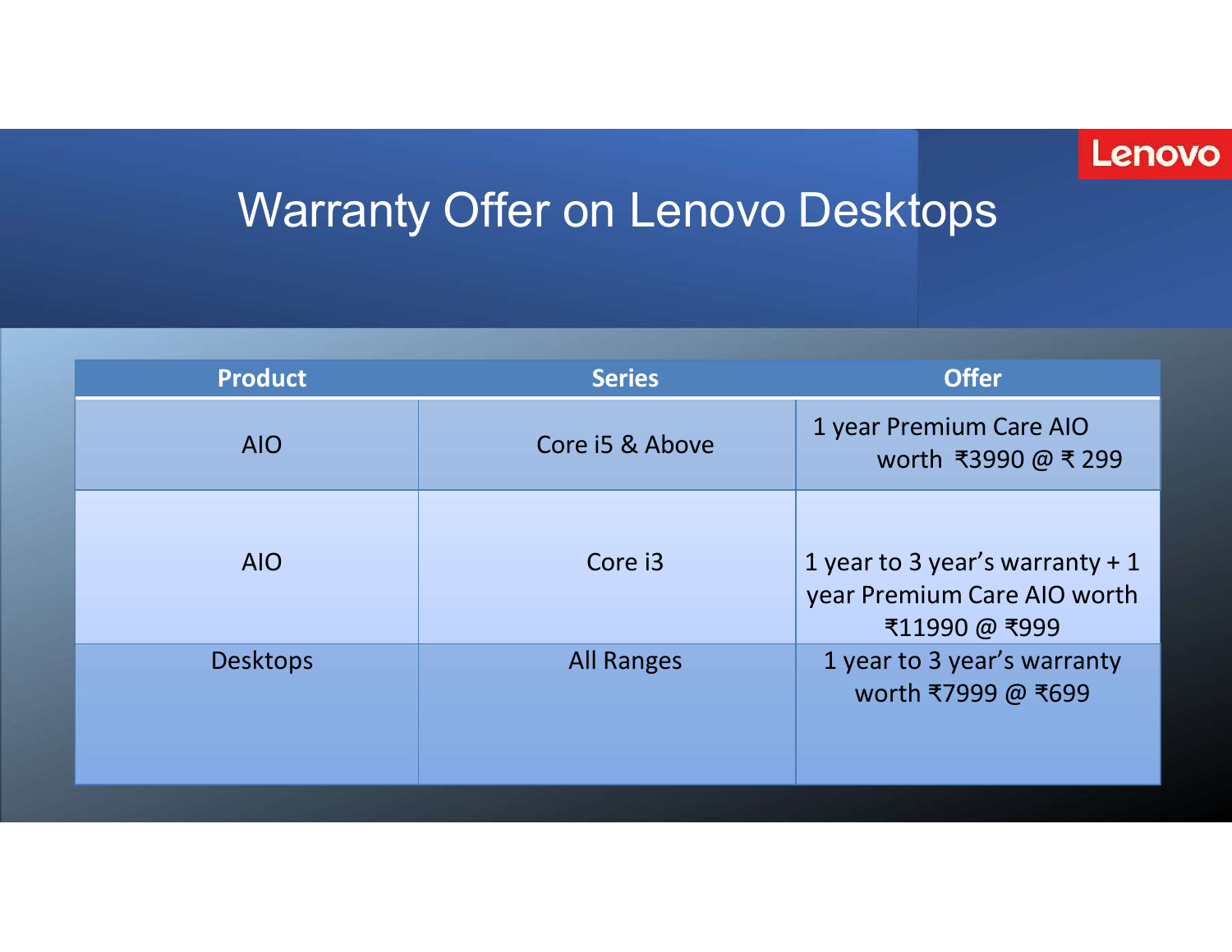# Warranty Offer on Lenovo Desktops

| Product | Series | Offer |
| --- | --- | --- |
| AIO | Core i5 & Above | 1 year Premium Care AIO worth ₹3990 @ ₹ 299 |
| AIO | Core i3 | 1 year to 3 year's warranty + 1 year Premium Care AIO worth ₹11990 @ ₹999 |
| Desktops | All Ranges | 1 year to 3 year's warranty worth ₹7999 @ ₹699 |